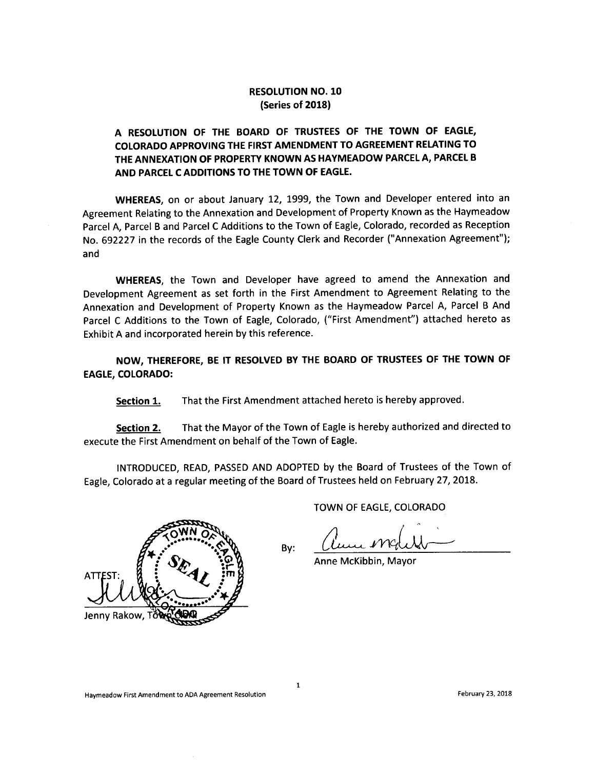# RESOLUTION NO. 10
## (Series of 2018)

**A RESOLUTION OF THE BOARD OF TRUSTEES OF THE TOWN OF EAGLE, COLORADO APPROVING THE FIRST AMENDMENT TO AGREEMENT RELATING TO THE ANNEXATION OF PROPERTY KNOWN AS HAYMEADOW PARCEL A, PARCEL B AND PARCEL C ADDITIONS TO THE TOWN OF EAGLE.**

**WHEREAS**, on or about January 12, 1999, the Town and Developer entered into an Agreement Relating to the Annexation and Development of Property Known as the Haymeadow Parcel A, Parcel B and Parcel C Additions to the Town of Eagle, Colorado, recorded as Reception No. 692227 in the records of the Eagle County Clerk and Recorder ("Annexation Agreement"); and

**WHEREAS**, the Town and Developer have agreed to amend the Annexation and Development Agreement as set forth in the First Amendment to Agreement Relating to the Annexation and Development of Property Known as the Haymeadow Parcel A, Parcel B And Parcel C Additions to the Town of Eagle, Colorado, ("First Amendment") attached hereto as Exhibit A and incorporated herein by this reference.

**NOW, THEREFORE, BE IT RESOLVED BY THE BOARD OF TRUSTEES OF THE TOWN OF EAGLE, COLORADO:**

**Section 1.** That the First Amendment attached hereto is hereby approved.

**Section 2.** That the Mayor of the Town of Eagle is hereby authorized and directed to execute the First Amendment on behalf of the Town of Eagle.

INTRODUCED, READ, PASSED AND ADOPTED by the Board of Trustees of the Town of Eagle, Colorado at a regular meeting of the Board of Trustees held on February 27, 2018.

TOWN OF EAGLE, COLORADO

By: ______________________
Anne McKibbin, Mayor

ATTEST:

______________________
Jenny Rakow, Town Clerk

(SEAL — TOWN OF EAGLE, COLORADO)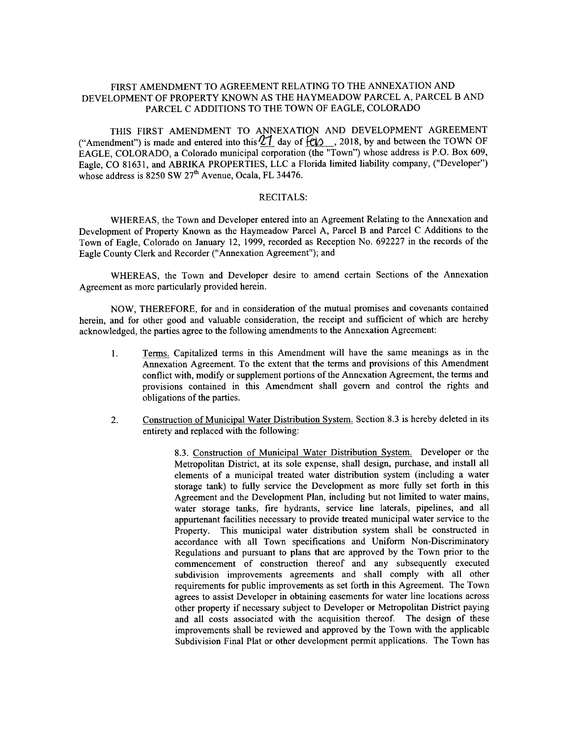FIRST AMENDMENT TO AGREEMENT RELATING TO THE ANNEXATION AND DEVELOPMENT OF PROPERTY KNOWN AS THE HAYMEADOW PARCEL A, PARCEL B AND PARCEL C ADDITIONS TO THE TOWN OF EAGLE, COLORADO

THIS FIRST AMENDMENT TO ANNEXATION AND DEVELOPMENT AGREEMENT ("Amendment") is made and entered into this 21 day of Feb, 2018, by and between the TOWN OF EAGLE, COLORADO, a Colorado municipal corporation (the "Town") whose address is P.O. Box 609, Eagle, CO 81631, and ABRIKA PROPERTIES, LLC a Florida limited liability company, ("Developer") whose address is 8250 SW 27th Avenue, Ocala, FL 34476.

RECITALS:

WHEREAS, the Town and Developer entered into an Agreement Relating to the Annexation and Development of Property Known as the Haymeadow Parcel A, Parcel B and Parcel C Additions to the Town of Eagle, Colorado on January 12, 1999, recorded as Reception No. 692227 in the records of the Eagle County Clerk and Recorder ("Annexation Agreement"); and

WHEREAS, the Town and Developer desire to amend certain Sections of the Annexation Agreement as more particularly provided herein.

NOW, THEREFORE, for and in consideration of the mutual promises and covenants contained herein, and for other good and valuable consideration, the receipt and sufficient of which are hereby acknowledged, the parties agree to the following amendments to the Annexation Agreement:

1. Terms. Capitalized terms in this Amendment will have the same meanings as in the Annexation Agreement. To the extent that the terms and provisions of this Amendment conflict with, modify or supplement portions of the Annexation Agreement, the terms and provisions contained in this Amendment shall govern and control the rights and obligations of the parties.

2. Construction of Municipal Water Distribution System. Section 8.3 is hereby deleted in its entirety and replaced with the following:

   8.3. Construction of Municipal Water Distribution System. Developer or the Metropolitan District, at its sole expense, shall design, purchase, and install all elements of a municipal treated water distribution system (including a water storage tank) to fully service the Development as more fully set forth in this Agreement and the Development Plan, including but not limited to water mains, water storage tanks, fire hydrants, service line laterals, pipelines, and all appurtenant facilities necessary to provide treated municipal water service to the Property. This municipal water distribution system shall be constructed in accordance with all Town specifications and Uniform Non-Discriminatory Regulations and pursuant to plans that are approved by the Town prior to the commencement of construction thereof and any subsequently executed subdivision improvements agreements and shall comply with all other requirements for public improvements as set forth in this Agreement. The Town agrees to assist Developer in obtaining easements for water line locations across other property if necessary subject to Developer or Metropolitan District paying and all costs associated with the acquisition thereof. The design of these improvements shall be reviewed and approved by the Town with the applicable Subdivision Final Plat or other development permit applications. The Town has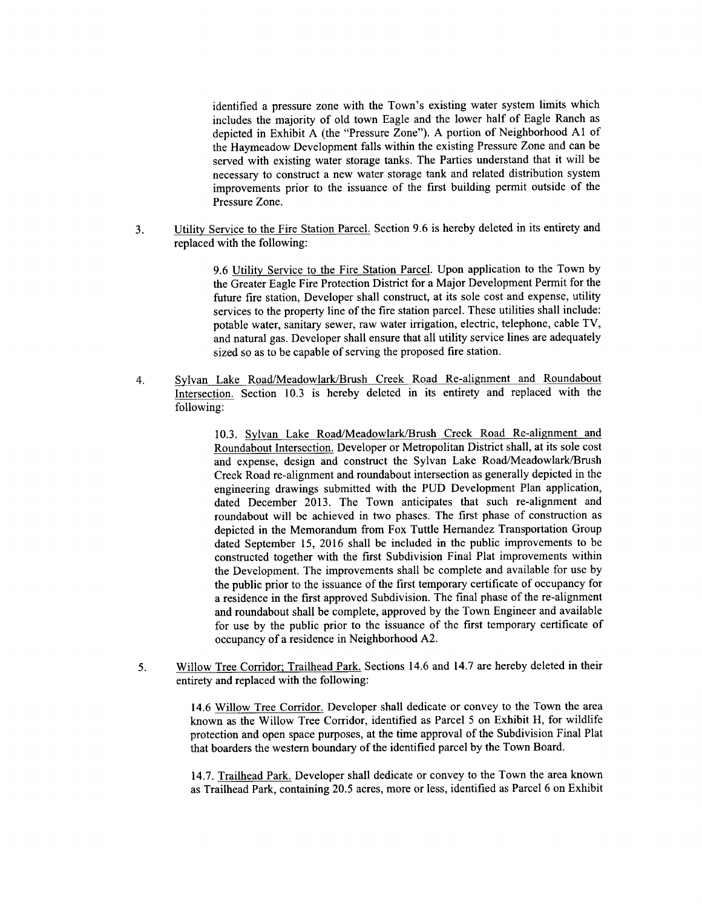identified a pressure zone with the Town's existing water system limits which includes the majority of old town Eagle and the lower half of Eagle Ranch as depicted in Exhibit A (the "Pressure Zone"). A portion of Neighborhood A1 of the Haymeadow Development falls within the existing Pressure Zone and can be served with existing water storage tanks. The Parties understand that it will be necessary to construct a new water storage tank and related distribution system improvements prior to the issuance of the first building permit outside of the Pressure Zone.

3. Utility Service to the Fire Station Parcel. Section 9.6 is hereby deleted in its entirety and replaced with the following:

    9.6 Utility Service to the Fire Station Parcel. Upon application to the Town by the Greater Eagle Fire Protection District for a Major Development Permit for the future fire station, Developer shall construct, at its sole cost and expense, utility services to the property line of the fire station parcel. These utilities shall include: potable water, sanitary sewer, raw water irrigation, electric, telephone, cable TV, and natural gas. Developer shall ensure that all utility service lines are adequately sized so as to be capable of serving the proposed fire station.

4. Sylvan Lake Road/Meadowlark/Brush Creek Road Re-alignment and Roundabout Intersection. Section 10.3 is hereby deleted in its entirety and replaced with the following:

    10.3. Sylvan Lake Road/Meadowlark/Brush Creek Road Re-alignment and Roundabout Intersection. Developer or Metropolitan District shall, at its sole cost and expense, design and construct the Sylvan Lake Road/Meadowlark/Brush Creek Road re-alignment and roundabout intersection as generally depicted in the engineering drawings submitted with the PUD Development Plan application, dated December 2013. The Town anticipates that such re-alignment and roundabout will be achieved in two phases. The first phase of construction as depicted in the Memorandum from Fox Tuttle Hernandez Transportation Group dated September 15, 2016 shall be included in the public improvements to be constructed together with the first Subdivision Final Plat improvements within the Development. The improvements shall be complete and available for use by the public prior to the issuance of the first temporary certificate of occupancy for a residence in the first approved Subdivision. The final phase of the re-alignment and roundabout shall be complete, approved by the Town Engineer and available for use by the public prior to the issuance of the first temporary certificate of occupancy of a residence in Neighborhood A2.

5. Willow Tree Corridor; Trailhead Park. Sections 14.6 and 14.7 are hereby deleted in their entirety and replaced with the following:

    14.6 Willow Tree Corridor. Developer shall dedicate or convey to the Town the area known as the Willow Tree Corridor, identified as Parcel 5 on Exhibit H, for wildlife protection and open space purposes, at the time approval of the Subdivision Final Plat that boarders the western boundary of the identified parcel by the Town Board.

    14.7. Trailhead Park. Developer shall dedicate or convey to the Town the area known as Trailhead Park, containing 20.5 acres, more or less, identified as Parcel 6 on Exhibit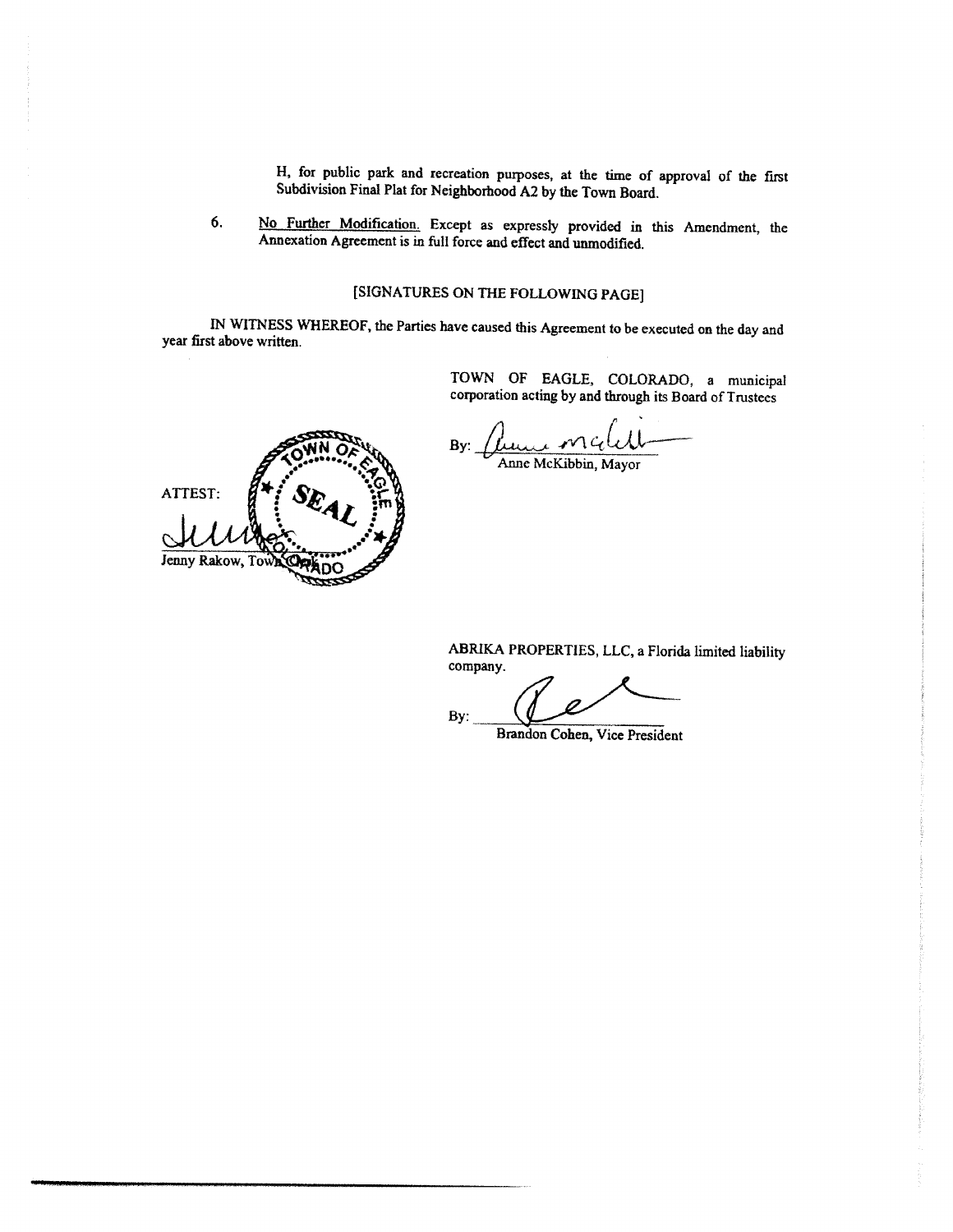H, for public park and recreation purposes, at the time of approval of the first Subdivision Final Plat for Neighborhood A2 by the Town Board.

6. <u>No Further Modification.</u> Except as expressly provided in this Amendment, the Annexation Agreement is in full force and effect and unmodified.

[SIGNATURES ON THE FOLLOWING PAGE]

IN WITNESS WHEREOF, the Parties have caused this Agreement to be executed on the day and year first above written.

TOWN OF EAGLE, COLORADO, a municipal corporation acting by and through its Board of Trustees

By: ______________________
Anne McKibbin, Mayor

ATTEST:

______________________
Jenny Rakow, Town Clerk

ABRIKA PROPERTIES, LLC, a Florida limited liability company.

By: ______________________
Brandon Cohen, Vice President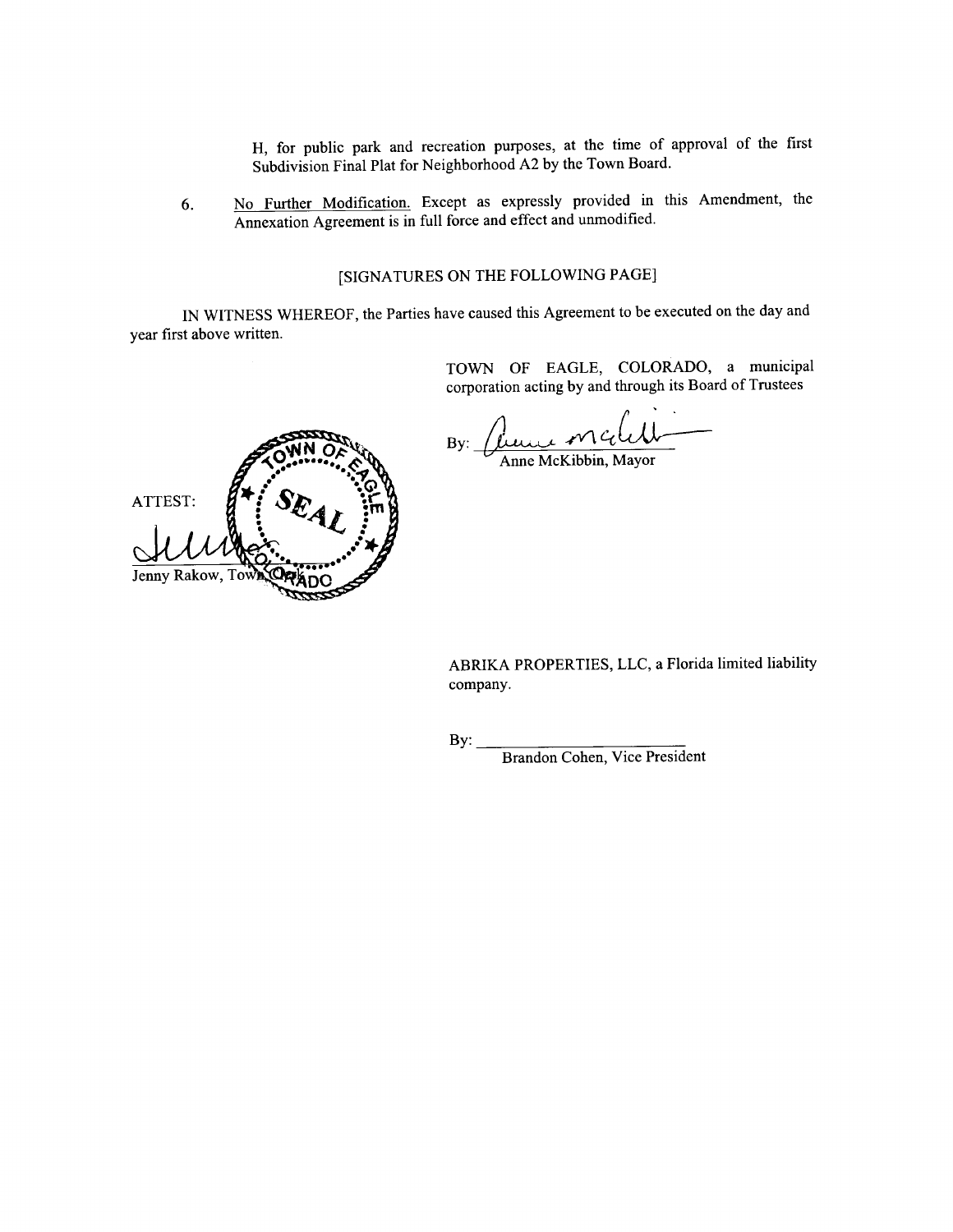H, for public park and recreation purposes, at the time of approval of the first Subdivision Final Plat for Neighborhood A2 by the Town Board.

6. No Further Modification. Except as expressly provided in this Amendment, the Annexation Agreement is in full force and effect and unmodified.

[SIGNATURES ON THE FOLLOWING PAGE]

IN WITNESS WHEREOF, the Parties have caused this Agreement to be executed on the day and year first above written.

TOWN OF EAGLE, COLORADO, a municipal corporation acting by and through its Board of Trustees

By: ______________________
Anne McKibbin, Mayor

ATTEST:

______________________
Jenny Rakow, Town Clerk

[SEAL: TOWN OF EAGLE, COLORADO]

ABRIKA PROPERTIES, LLC, a Florida limited liability company.

By: ______________________
Brandon Cohen, Vice President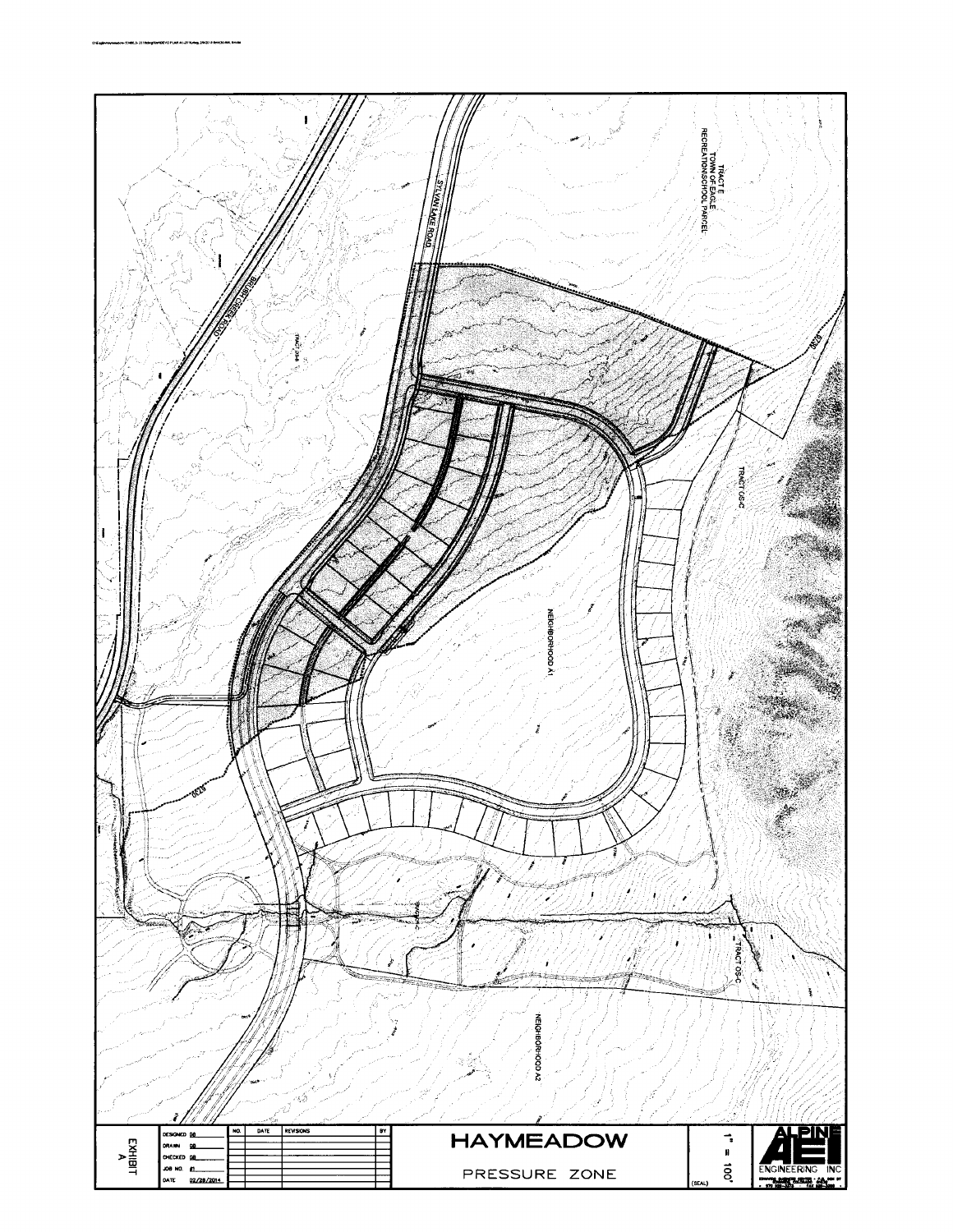TRACT E
TOWN OF EAGLE
RECREATION/SCHOOL PARCEL

SYLVAN LAKE ROAD

BRUSH CREEK ROAD

TRACT OS-B

TRACT OS-C

NEIGHBORHOOD A1

NEIGHBORHOOD A2

TRACT OS-C

| | | | | | |
|---|---|---|---|---|---|
| DESIGNED DB | NO. | DATE | REVISIONS | BY | |
| DRAWN DB | | | | | |
| CHECKED DB | | | | | |
| JOB NO. #1 | | | | | |
| DATE 02/28/2014 | | | | | |

EXHIBIT A

# HAYMEADOW

PRESSURE ZONE

1" = 100'

(SEAL)

ALPINE ENGINEERING INC